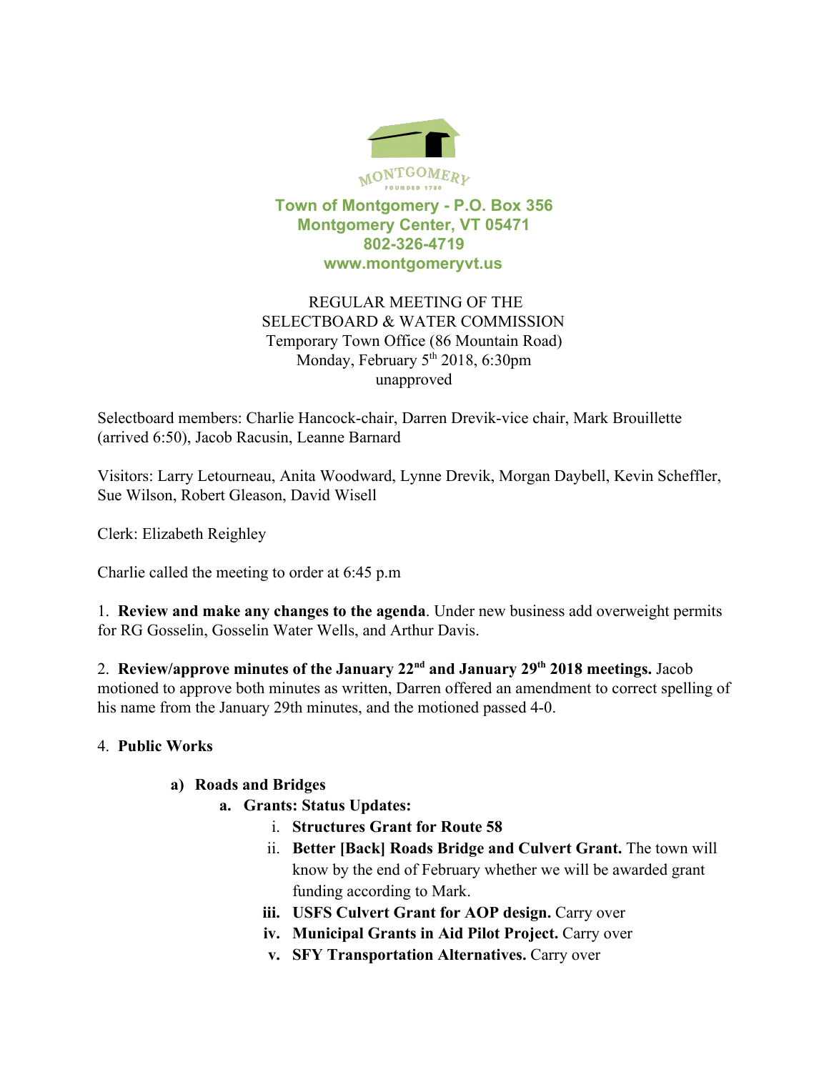MONTGOMERY
FOUNDED 1789

**Town of Montgomery - P.O. Box 356**
**Montgomery Center, VT 05471**
**802-326-4719**
**www.montgomeryvt.us**

REGULAR MEETING OF THE
SELECTBOARD & WATER COMMISSION
Temporary Town Office (86 Mountain Road)
Monday, February 5th 2018, 6:30pm
unapproved

Selectboard members: Charlie Hancock-chair, Darren Drevik-vice chair, Mark Brouillette (arrived 6:50), Jacob Racusin, Leanne Barnard

Visitors: Larry Letourneau, Anita Woodward, Lynne Drevik, Morgan Daybell, Kevin Scheffler, Sue Wilson, Robert Gleason, David Wisell

Clerk: Elizabeth Reighley

Charlie called the meeting to order at 6:45 p.m

1. **Review and make any changes to the agenda**. Under new business add overweight permits for RG Gosselin, Gosselin Water Wells, and Arthur Davis.

2. **Review/approve minutes of the January 22nd and January 29th 2018 meetings.** Jacob motioned to approve both minutes as written, Darren offered an amendment to correct spelling of his name from the January 29th minutes, and the motioned passed 4-0.

4. **Public Works**

   a) **Roads and Bridges**
      a. **Grants: Status Updates:**
         i. **Structures Grant for Route 58**
         ii. **Better [Back] Roads Bridge and Culvert Grant.** The town will know by the end of February whether we will be awarded grant funding according to Mark.
         iii. **USFS Culvert Grant for AOP design.** Carry over
         iv. **Municipal Grants in Aid Pilot Project.** Carry over
         v. **SFY Transportation Alternatives.** Carry over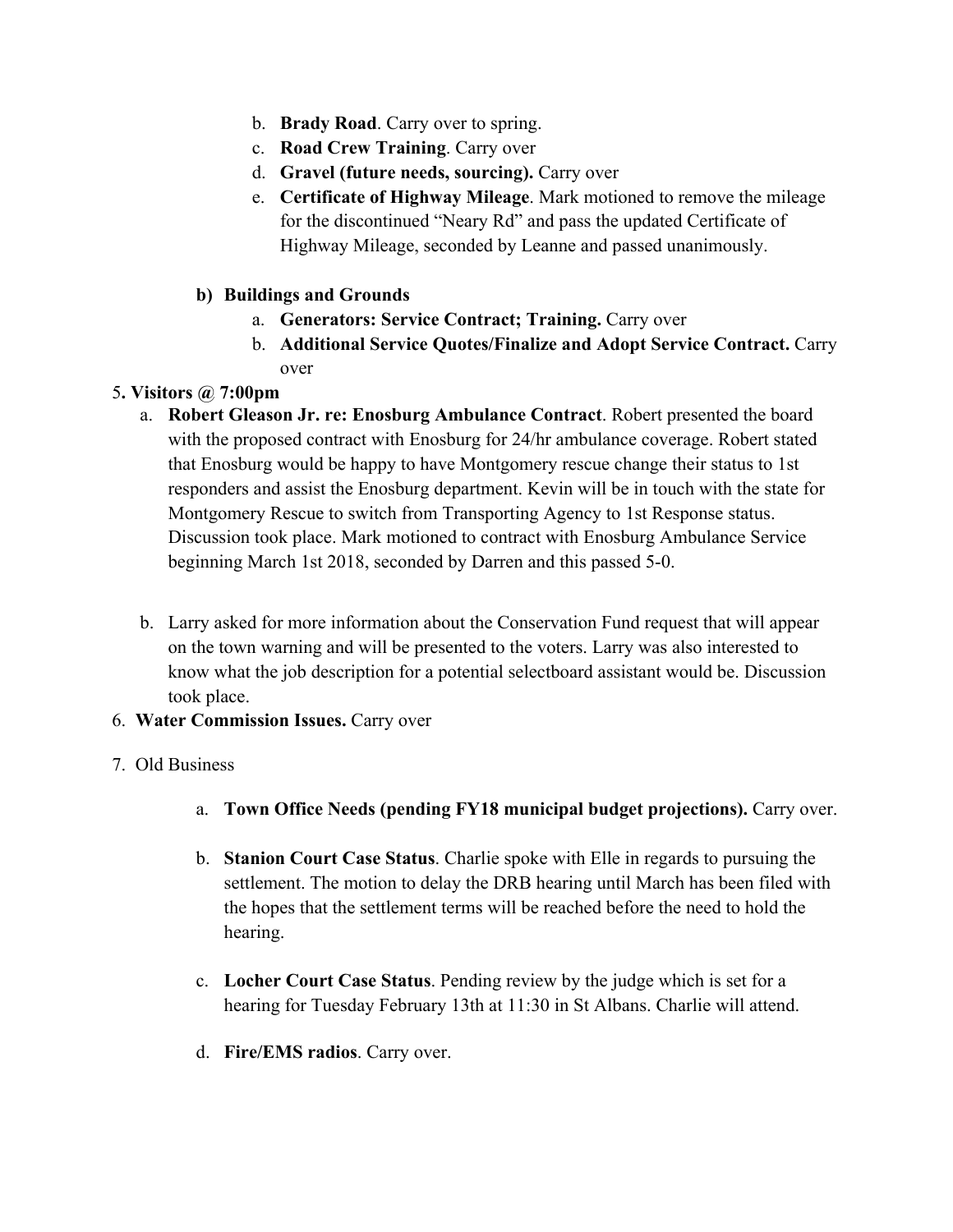b. **Brady Road**. Carry over to spring.
   c. **Road Crew Training**. Carry over
   d. **Gravel (future needs, sourcing).** Carry over
   e. **Certificate of Highway Mileage**. Mark motioned to remove the mileage for the discontinued "Neary Rd" and pass the updated Certificate of Highway Mileage, seconded by Leanne and passed unanimously.

**b) Buildings and Grounds**

   a. **Generators: Service Contract; Training.** Carry over
   b. **Additional Service Quotes/Finalize and Adopt Service Contract.** Carry over

5**. Visitors @ 7:00pm**

   a. **Robert Gleason Jr. re: Enosburg Ambulance Contract**. Robert presented the board with the proposed contract with Enosburg for 24/hr ambulance coverage. Robert stated that Enosburg would be happy to have Montgomery rescue change their status to 1st responders and assist the Enosburg department. Kevin will be in touch with the state for Montgomery Rescue to switch from Transporting Agency to 1st Response status. Discussion took place. Mark motioned to contract with Enosburg Ambulance Service beginning March 1st 2018, seconded by Darren and this passed 5-0.

   b. Larry asked for more information about the Conservation Fund request that will appear on the town warning and will be presented to the voters. Larry was also interested to know what the job description for a potential selectboard assistant would be. Discussion took place.

6. **Water Commission Issues.** Carry over

7. Old Business

   a. **Town Office Needs (pending FY18 municipal budget projections).** Carry over.

   b. **Stanion Court Case Status**. Charlie spoke with Elle in regards to pursuing the settlement. The motion to delay the DRB hearing until March has been filed with the hopes that the settlement terms will be reached before the need to hold the hearing.

   c. **Locher Court Case Status**. Pending review by the judge which is set for a hearing for Tuesday February 13th at 11:30 in St Albans. Charlie will attend.

   d. **Fire/EMS radios**. Carry over.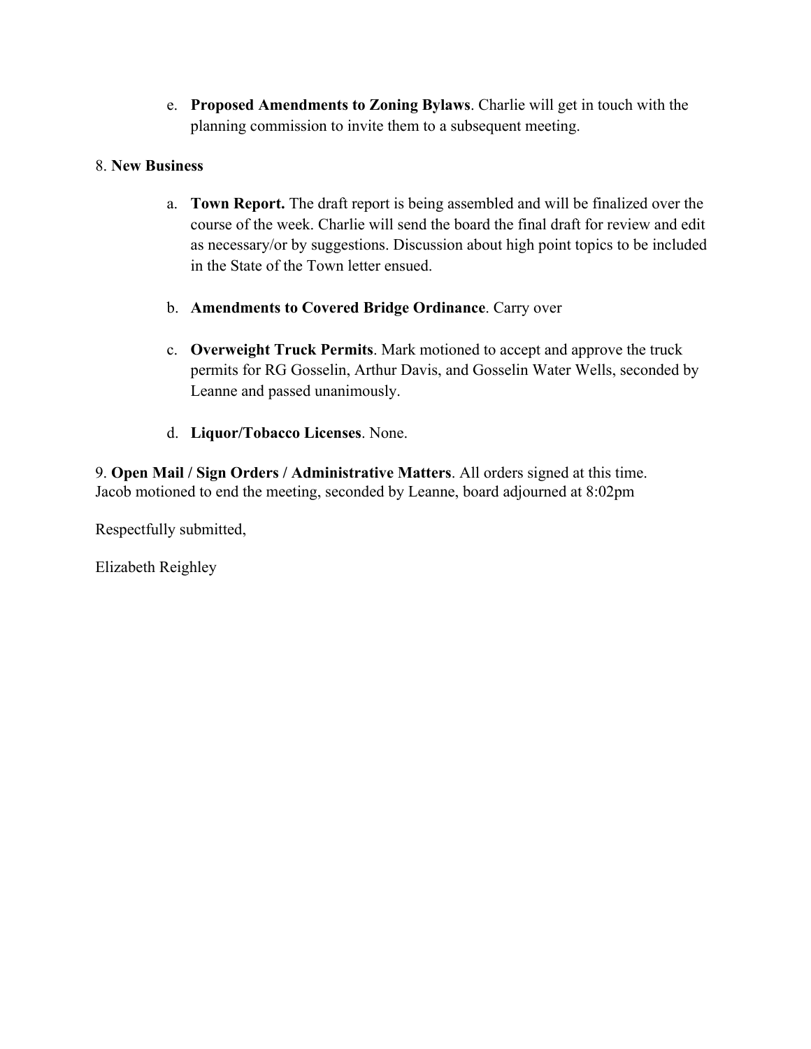e. **Proposed Amendments to Zoning Bylaws**. Charlie will get in touch with the planning commission to invite them to a subsequent meeting.

8. **New Business**

a. **Town Report.** The draft report is being assembled and will be finalized over the course of the week. Charlie will send the board the final draft for review and edit as necessary/or by suggestions. Discussion about high point topics to be included in the State of the Town letter ensued.

b. **Amendments to Covered Bridge Ordinance**. Carry over

c. **Overweight Truck Permits**. Mark motioned to accept and approve the truck permits for RG Gosselin, Arthur Davis, and Gosselin Water Wells, seconded by Leanne and passed unanimously.

d. **Liquor/Tobacco Licenses**. None.

9. **Open Mail / Sign Orders / Administrative Matters**. All orders signed at this time.
Jacob motioned to end the meeting, seconded by Leanne, board adjourned at 8:02pm

Respectfully submitted,

Elizabeth Reighley